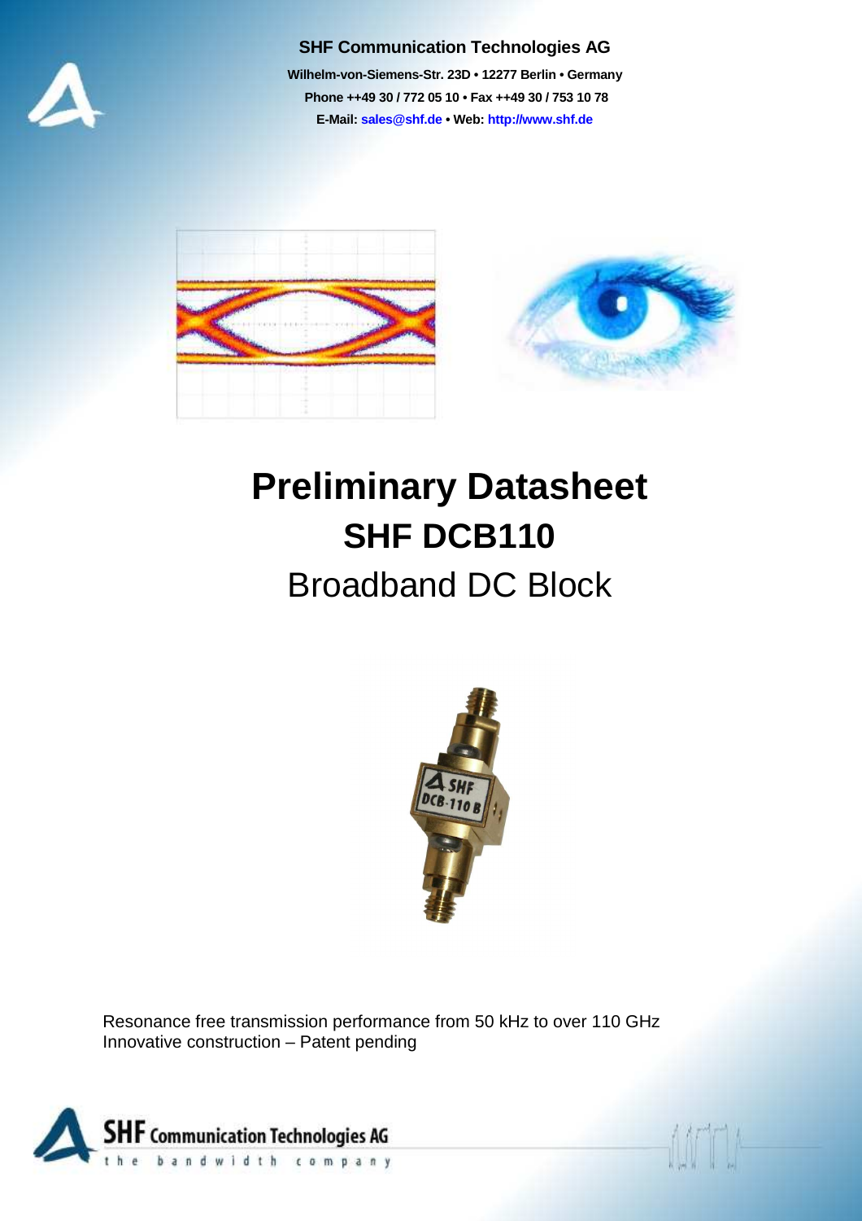SHF Communication Technologies AG

Wilhelm-von-Siemens-Str. 23D • 12277 Berlin • Germany

Phone ++49 30 / 772 05 10 • Fax ++49 30 / 753 10 78

E-Mail: sales@shf.de • Web: http://www.shf.de

# Preliminary Datasheet

## SHF DCB110

## Broadband DC Block

Resonance free transmission performance from 50 kHz to over 110 GHz

Innovative construction – Patent pending

SHF Communication Technologies AG

the bandwidth company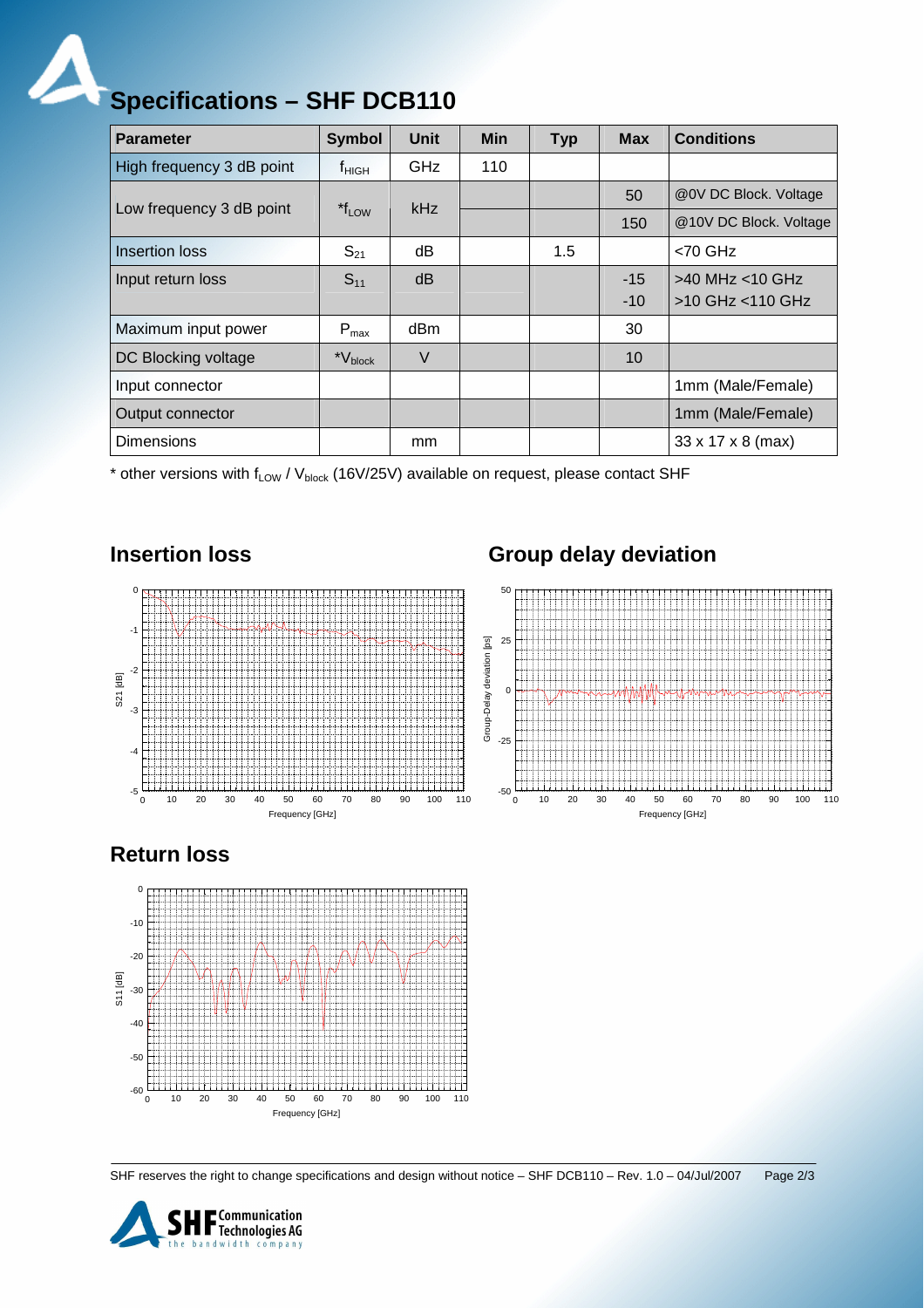# Specifications – SHF DCB110

| Parameter | Symbol | Unit | Min | Typ | Max | Conditions |
|---|---|---|---|---|---|---|
| High frequency 3 dB point | $f_{HIGH}$ | GHz | 110 | | | |
| Low frequency 3 dB point | *$f_{LOW}$ | kHz | | | 50 | @0V DC Block. Voltage |
| | | | | | 150 | @10V DC Block. Voltage |
| Insertion loss | $S_{21}$ | dB | | 1.5 | | <70 GHz |
| Input return loss | $S_{11}$ | dB | | | -15<br>-10 | >40 MHz <10 GHz<br>>10 GHz <110 GHz |
| Maximum input power | $P_{max}$ | dBm | | | 30 | |
| DC Blocking voltage | *$V_{block}$ | V | | | 10 | |
| Input connector | | | | | | 1mm (Male/Female) |
| Output connector | | | | | | 1mm (Male/Female) |
| Dimensions | | mm | | | | 33 x 17 x 8 (max) |

\* other versions with $f_{LOW}$ / $V_{block}$ (16V/25V) available on request, please contact SHF

## Insertion loss

S21 [dB]
0
-1
-2
-3
-4
-5
0 10 20 30 40 50 60 70 80 90 100 110
Frequency [GHz]

## Group delay deviation

Group-Delay deviation [ps]
50
25
0
-25
-50
0 10 20 30 40 50 60 70 80 90 100 110
Frequency [GHz]

## Return loss

S11 [dB]
0
-10
-20
-30
-40
-50
-60
0 10 20 30 40 50 60 70 80 90 100 110
Frequency [GHz]

SHF reserves the right to change specifications and design without notice – SHF DCB110 – Rev. 1.0 – 04/Jul/2007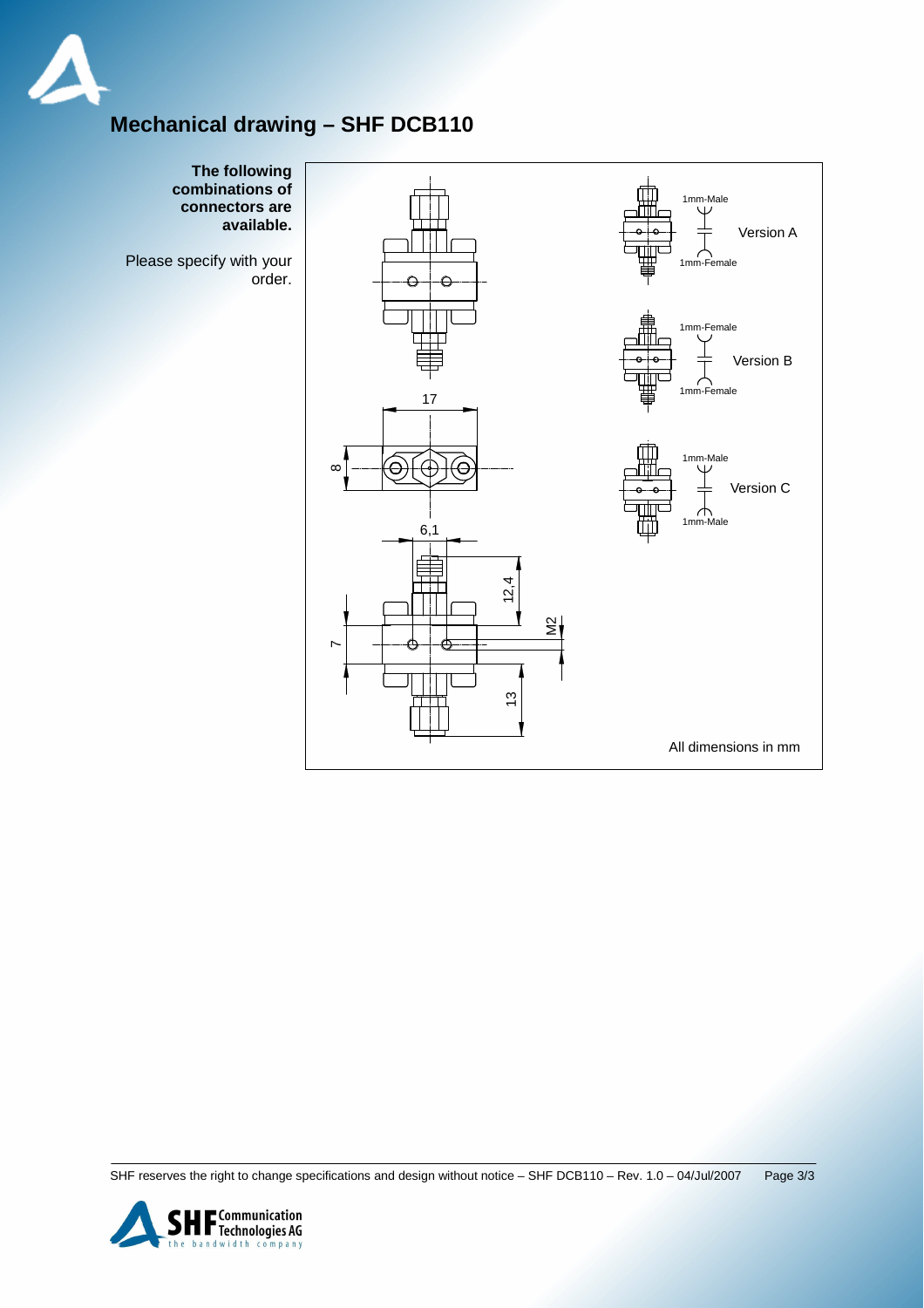## Mechanical drawing – SHF DCB110

**The following combinations of connectors are available.**

Please specify with your order.

1mm-Male
Version A
1mm-Female

1mm-Female
Version B
1mm-Female

1mm-Male
Version C
1mm-Male

17
8
6,1
12,4
M2
7
13

All dimensions in mm